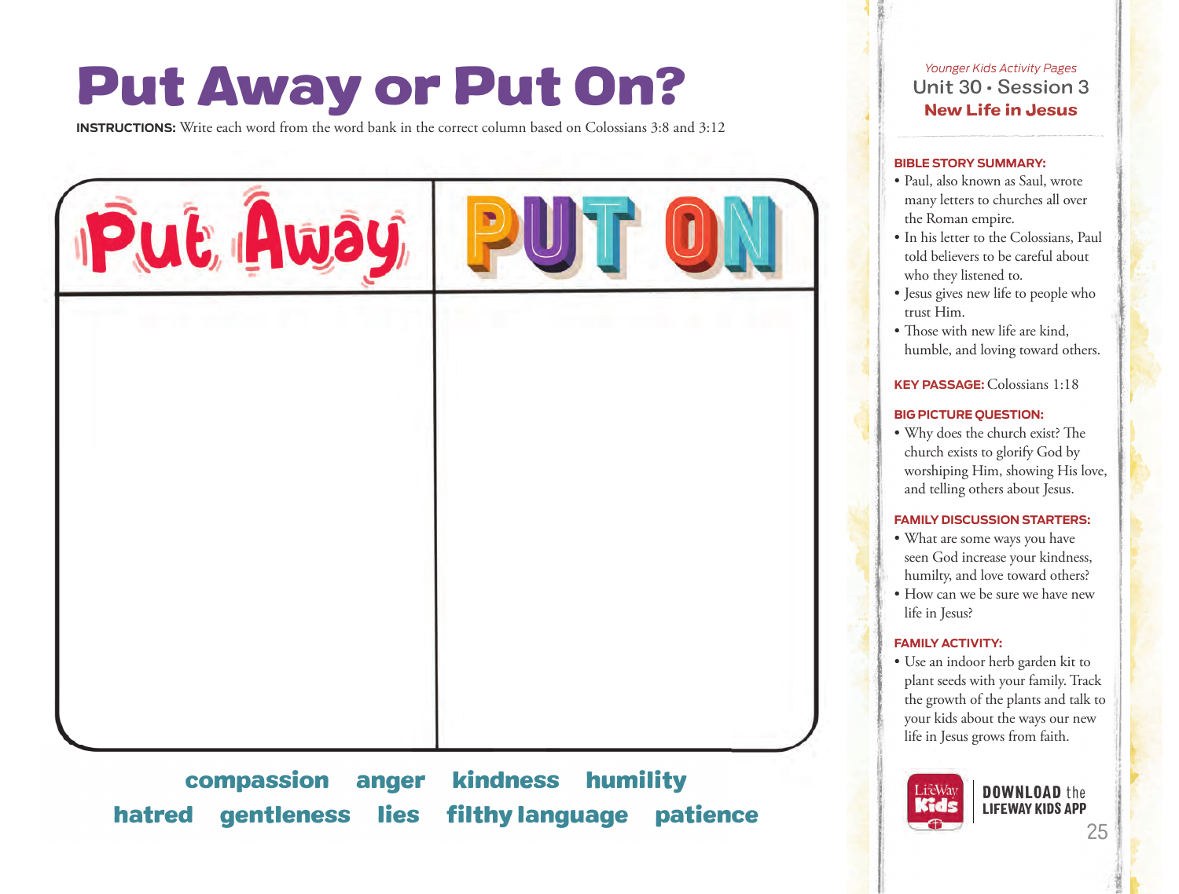# Put Away or Put On?

**INSTRUCTIONS:** Write each word from the word bank in the correct column based on Colossians 3:8 and 3:12

| Put Away | PUT ON |
| --- | --- |
| | |

**compassion** **anger** **kindness** **humility**
**hatred** **gentleness** **lies** **filthy language** **patience**

*Younger Kids Activity Pages*

Unit 30 • Session 3

**New Life in Jesus**

**BIBLE STORY SUMMARY:**

- Paul, also known as Saul, wrote many letters to churches all over the Roman empire.
- In his letter to the Colossians, Paul told believers to be careful about who they listened to.
- Jesus gives new life to people who trust Him.
- Those with new life are kind, humble, and loving toward others.

**KEY PASSAGE:** Colossians 1:18

**BIG PICTURE QUESTION:**

- Why does the church exist? The church exists to glorify God by worshiping Him, showing His love, and telling others about Jesus.

**FAMILY DISCUSSION STARTERS:**

- What are some ways you have seen God increase your kindness, humilty, and love toward others?
- How can we be sure we have new life in Jesus?

**FAMILY ACTIVITY:**

- Use an indoor herb garden kit to plant seeds with your family. Track the growth of the plants and talk to your kids about the ways our new life in Jesus grows from faith.

**DOWNLOAD the LIFEWAY KIDS APP**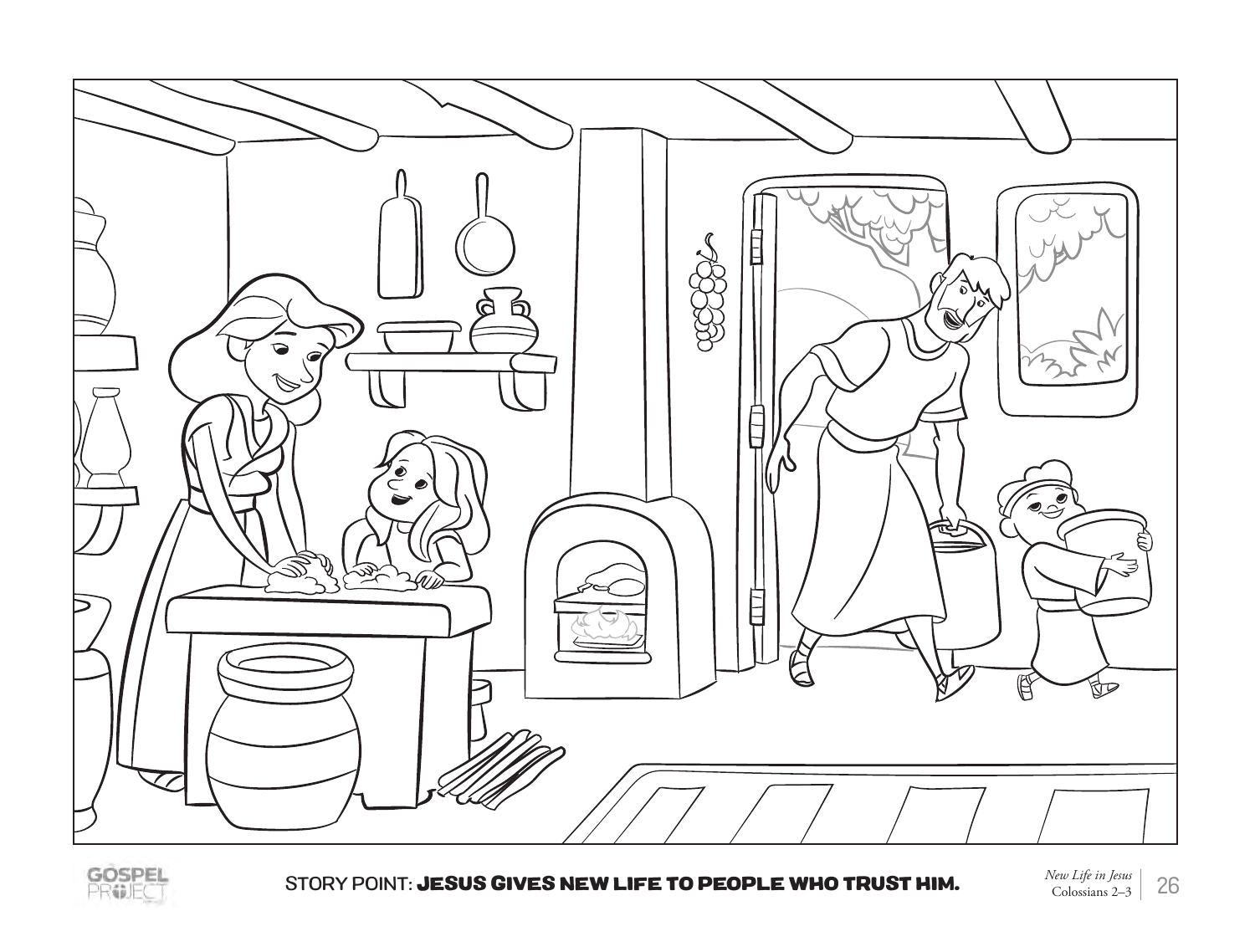STORY POINT: **JESUS GIVES NEW LIFE TO PEOPLE WHO TRUST HIM.**

*New Life in Jesus*
Colossians 2–3